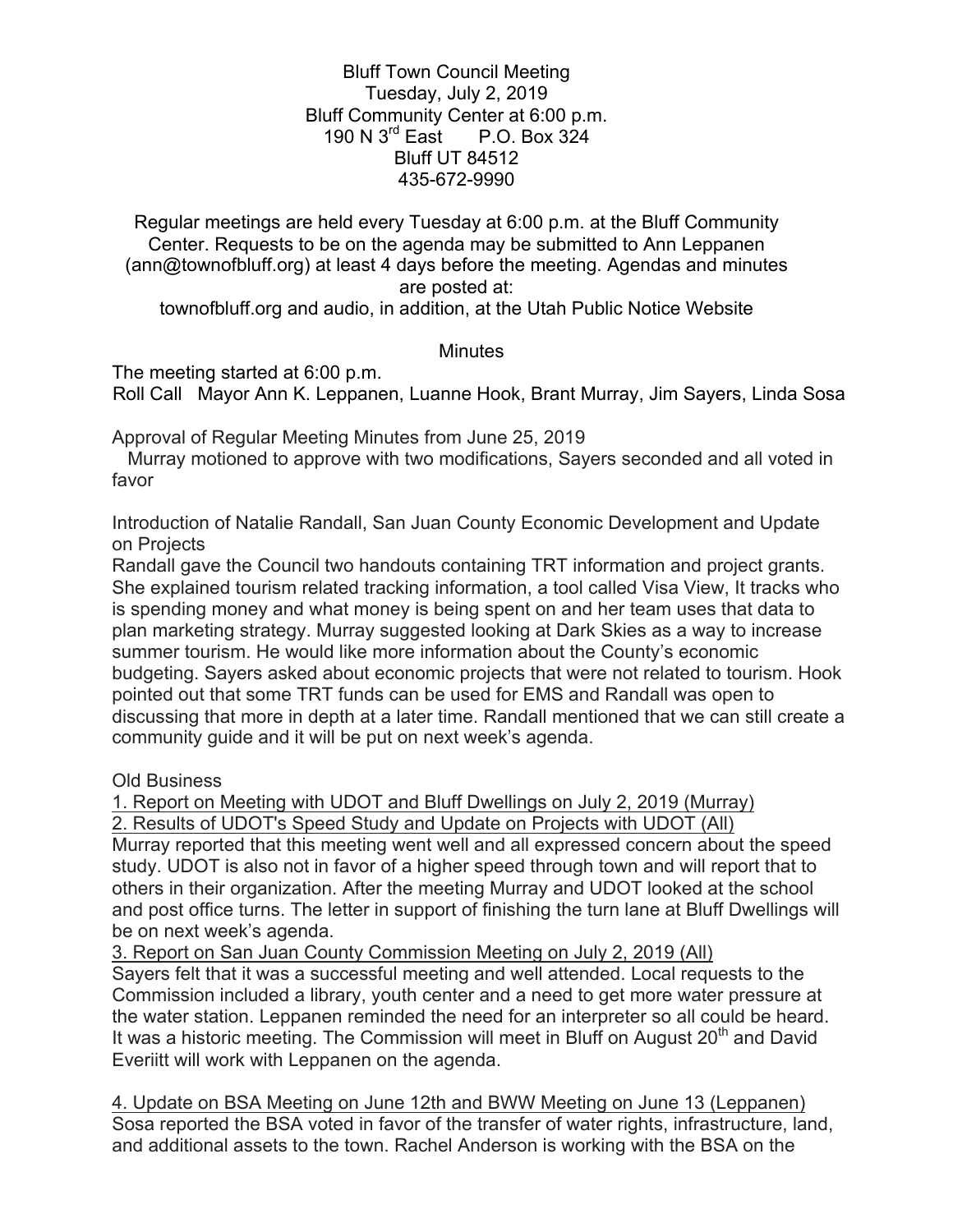Bluff Town Council Meeting
Tuesday, July 2, 2019
Bluff Community Center at 6:00 p.m.
190 N 3rd East    P.O. Box 324
Bluff UT 84512
435-672-9990

Regular meetings are held every Tuesday at 6:00 p.m. at the Bluff Community Center. Requests to be on the agenda may be submitted to Ann Leppanen (ann@townofbluff.org) at least 4 days before the meeting. Agendas and minutes are posted at:
townofbluff.org and audio, in addition, at the Utah Public Notice Website

## Minutes

The meeting started at 6:00 p.m.
Roll Call  Mayor Ann K. Leppanen, Luanne Hook, Brant Murray, Jim Sayers, Linda Sosa

Approval of Regular Meeting Minutes from June 25, 2019
Murray motioned to approve with two modifications, Sayers seconded and all voted in favor

Introduction of Natalie Randall, San Juan County Economic Development and Update on Projects
Randall gave the Council two handouts containing TRT information and project grants. She explained tourism related tracking information, a tool called Visa View, It tracks who is spending money and what money is being spent on and her team uses that data to plan marketing strategy. Murray suggested looking at Dark Skies as a way to increase summer tourism. He would like more information about the County's economic budgeting. Sayers asked about economic projects that were not related to tourism. Hook pointed out that some TRT funds can be used for EMS and Randall was open to discussing that more in depth at a later time. Randall mentioned that we can still create a community guide and it will be put on next week's agenda.

Old Business

1. Report on Meeting with UDOT and Bluff Dwellings on July 2, 2019 (Murray)
2. Results of UDOT's Speed Study and Update on Projects with UDOT (All)

Murray reported that this meeting went well and all expressed concern about the speed study. UDOT is also not in favor of a higher speed through town and will report that to others in their organization. After the meeting Murray and UDOT looked at the school and post office turns. The letter in support of finishing the turn lane at Bluff Dwellings will be on next week's agenda.

3. Report on San Juan County Commission Meeting on July 2, 2019 (All)

Sayers felt that it was a successful meeting and well attended. Local requests to the Commission included a library, youth center and a need to get more water pressure at the water station. Leppanen reminded the need for an interpreter so all could be heard. It was a historic meeting. The Commission will meet in Bluff on August 20th and David Everiitt will work with Leppanen on the agenda.

4. Update on BSA Meeting on June 12th and BWW Meeting on June 13 (Leppanen)

Sosa reported the BSA voted in favor of the transfer of water rights, infrastructure, land, and additional assets to the town. Rachel Anderson is working with the BSA on the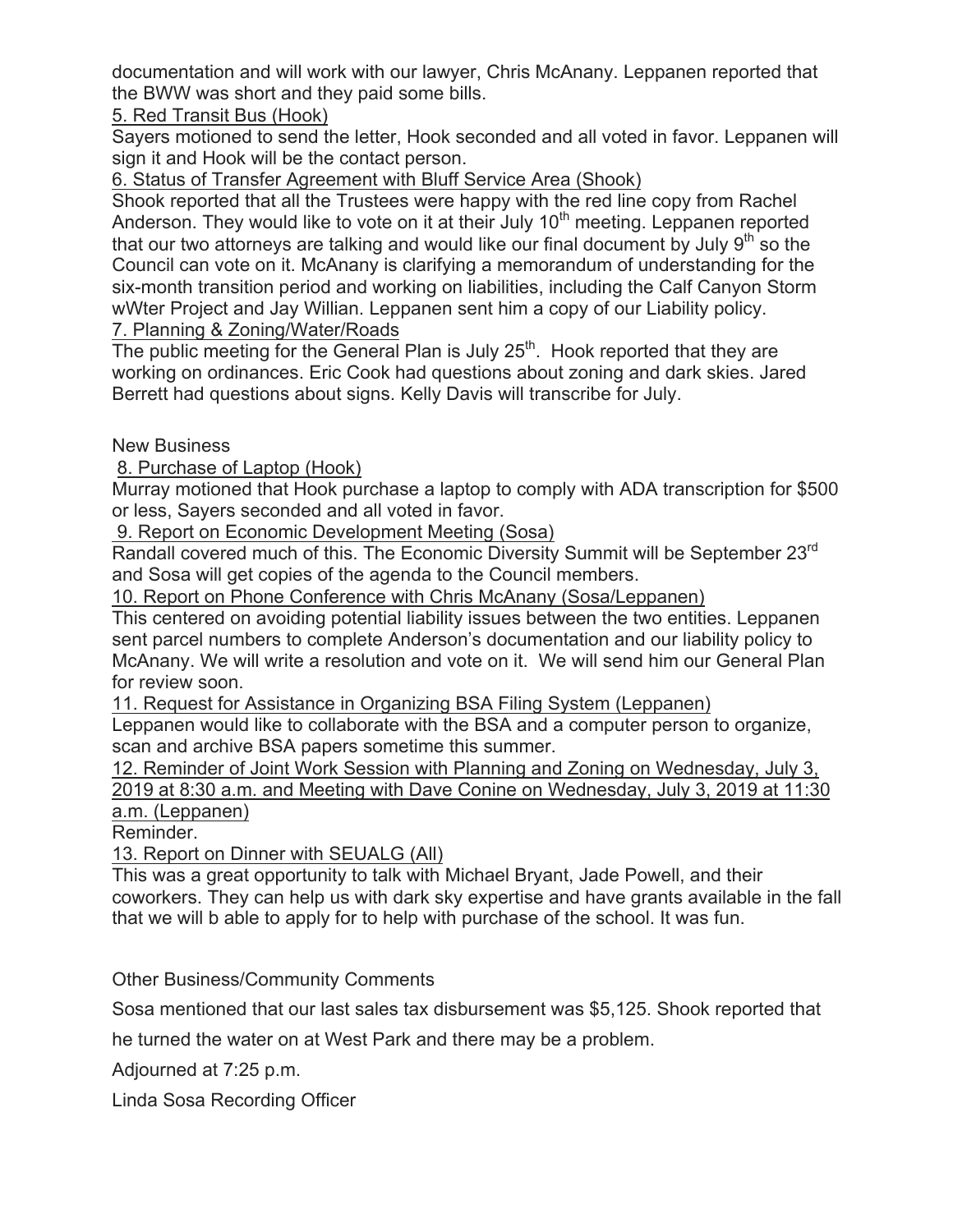documentation and will work with our lawyer, Chris McAnany. Leppanen reported that the BWW was short and they paid some bills.

<u>5. Red Transit Bus (Hook)</u>

Sayers motioned to send the letter, Hook seconded and all voted in favor. Leppanen will sign it and Hook will be the contact person.

<u>6. Status of Transfer Agreement with Bluff Service Area (Shook)</u>

Shook reported that all the Trustees were happy with the red line copy from Rachel Anderson. They would like to vote on it at their July 10th meeting. Leppanen reported that our two attorneys are talking and would like our final document by July 9th so the Council can vote on it. McAnany is clarifying a memorandum of understanding for the six-month transition period and working on liabilities, including the Calf Canyon Storm wWter Project and Jay Willian. Leppanen sent him a copy of our Liability policy.

<u>7. Planning & Zoning/Water/Roads</u>

The public meeting for the General Plan is July 25th. Hook reported that they are working on ordinances. Eric Cook had questions about zoning and dark skies. Jared Berrett had questions about signs. Kelly Davis will transcribe for July.

New Business

<u>8. Purchase of Laptop (Hook)</u>

Murray motioned that Hook purchase a laptop to comply with ADA transcription for $500 or less, Sayers seconded and all voted in favor.

<u>9. Report on Economic Development Meeting (Sosa)</u>

Randall covered much of this. The Economic Diversity Summit will be September 23rd and Sosa will get copies of the agenda to the Council members.

<u>10. Report on Phone Conference with Chris McAnany (Sosa/Leppanen)</u>

This centered on avoiding potential liability issues between the two entities. Leppanen sent parcel numbers to complete Anderson's documentation and our liability policy to McAnany. We will write a resolution and vote on it. We will send him our General Plan for review soon.

<u>11. Request for Assistance in Organizing BSA Filing System (Leppanen)</u>

Leppanen would like to collaborate with the BSA and a computer person to organize, scan and archive BSA papers sometime this summer.

<u>12. Reminder of Joint Work Session with Planning and Zoning on Wednesday, July 3, 2019 at 8:30 a.m. and Meeting with Dave Conine on Wednesday, July 3, 2019 at 11:30 a.m. (Leppanen)</u>

Reminder.

<u>13. Report on Dinner with SEUALG (All)</u>

This was a great opportunity to talk with Michael Bryant, Jade Powell, and their coworkers. They can help us with dark sky expertise and have grants available in the fall that we will b able to apply for to help with purchase of the school. It was fun.

Other Business/Community Comments

Sosa mentioned that our last sales tax disbursement was $5,125. Shook reported that he turned the water on at West Park and there may be a problem.

Adjourned at 7:25 p.m.

Linda Sosa Recording Officer